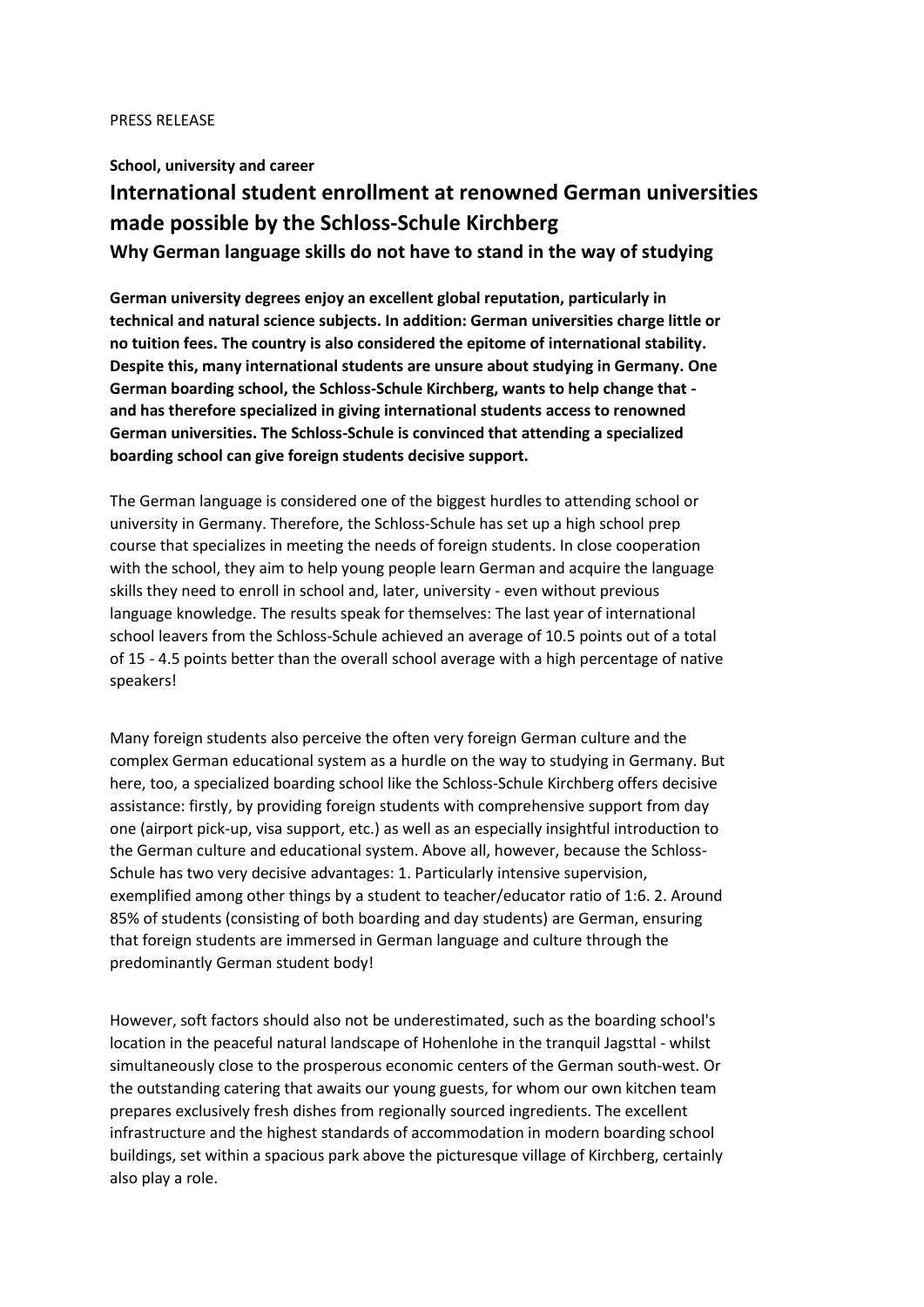PRESS RELEASE

**School, university and career**

# International student enrollment at renowned German universities made possible by the Schloss-Schule Kirchberg

## Why German language skills do not have to stand in the way of studying

**German university degrees enjoy an excellent global reputation, particularly in technical and natural science subjects. In addition: German universities charge little or no tuition fees. The country is also considered the epitome of international stability. Despite this, many international students are unsure about studying in Germany. One German boarding school, the Schloss-Schule Kirchberg, wants to help change that - and has therefore specialized in giving international students access to renowned German universities. The Schloss-Schule is convinced that attending a specialized boarding school can give foreign students decisive support.**

The German language is considered one of the biggest hurdles to attending school or university in Germany. Therefore, the Schloss-Schule has set up a high school prep course that specializes in meeting the needs of foreign students. In close cooperation with the school, they aim to help young people learn German and acquire the language skills they need to enroll in school and, later, university - even without previous language knowledge. The results speak for themselves: The last year of international school leavers from the Schloss-Schule achieved an average of 10.5 points out of a total of 15 - 4.5 points better than the overall school average with a high percentage of native speakers!

Many foreign students also perceive the often very foreign German culture and the complex German educational system as a hurdle on the way to studying in Germany. But here, too, a specialized boarding school like the Schloss-Schule Kirchberg offers decisive assistance: firstly, by providing foreign students with comprehensive support from day one (airport pick-up, visa support, etc.) as well as an especially insightful introduction to the German culture and educational system. Above all, however, because the Schloss-Schule has two very decisive advantages: 1. Particularly intensive supervision, exemplified among other things by a student to teacher/educator ratio of 1:6. 2. Around 85% of students (consisting of both boarding and day students) are German, ensuring that foreign students are immersed in German language and culture through the predominantly German student body!

However, soft factors should also not be underestimated, such as the boarding school's location in the peaceful natural landscape of Hohenlohe in the tranquil Jagsttal - whilst simultaneously close to the prosperous economic centers of the German south-west. Or the outstanding catering that awaits our young guests, for whom our own kitchen team prepares exclusively fresh dishes from regionally sourced ingredients. The excellent infrastructure and the highest standards of accommodation in modern boarding school buildings, set within a spacious park above the picturesque village of Kirchberg, certainly also play a role.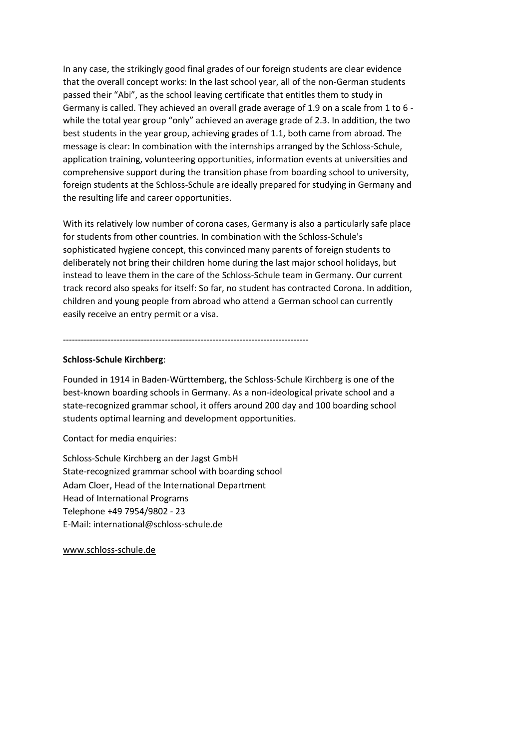In any case, the strikingly good final grades of our foreign students are clear evidence that the overall concept works: In the last school year, all of the non-German students passed their "Abi", as the school leaving certificate that entitles them to study in Germany is called. They achieved an overall grade average of 1.9 on a scale from 1 to 6 - while the total year group "only" achieved an average grade of 2.3. In addition, the two best students in the year group, achieving grades of 1.1, both came from abroad. The message is clear: In combination with the internships arranged by the Schloss-Schule, application training, volunteering opportunities, information events at universities and comprehensive support during the transition phase from boarding school to university, foreign students at the Schloss-Schule are ideally prepared for studying in Germany and the resulting life and career opportunities.

With its relatively low number of corona cases, Germany is also a particularly safe place for students from other countries. In combination with the Schloss-Schule's sophisticated hygiene concept, this convinced many parents of foreign students to deliberately not bring their children home during the last major school holidays, but instead to leave them in the care of the Schloss-Schule team in Germany. Our current track record also speaks for itself: So far, no student has contracted Corona. In addition, children and young people from abroad who attend a German school can currently easily receive an entry permit or a visa.

---

**Schloss-Schule Kirchberg**:

Founded in 1914 in Baden-Württemberg, the Schloss-Schule Kirchberg is one of the best-known boarding schools in Germany. As a non-ideological private school and a state-recognized grammar school, it offers around 200 day and 100 boarding school students optimal learning and development opportunities.

Contact for media enquiries:

Schloss-Schule Kirchberg an der Jagst GmbH
State-recognized grammar school with boarding school
Adam Cloer, Head of the International Department
Head of International Programs
Telephone +49 7954/9802 - 23
E-Mail: international@schloss-schule.de

www.schloss-schule.de